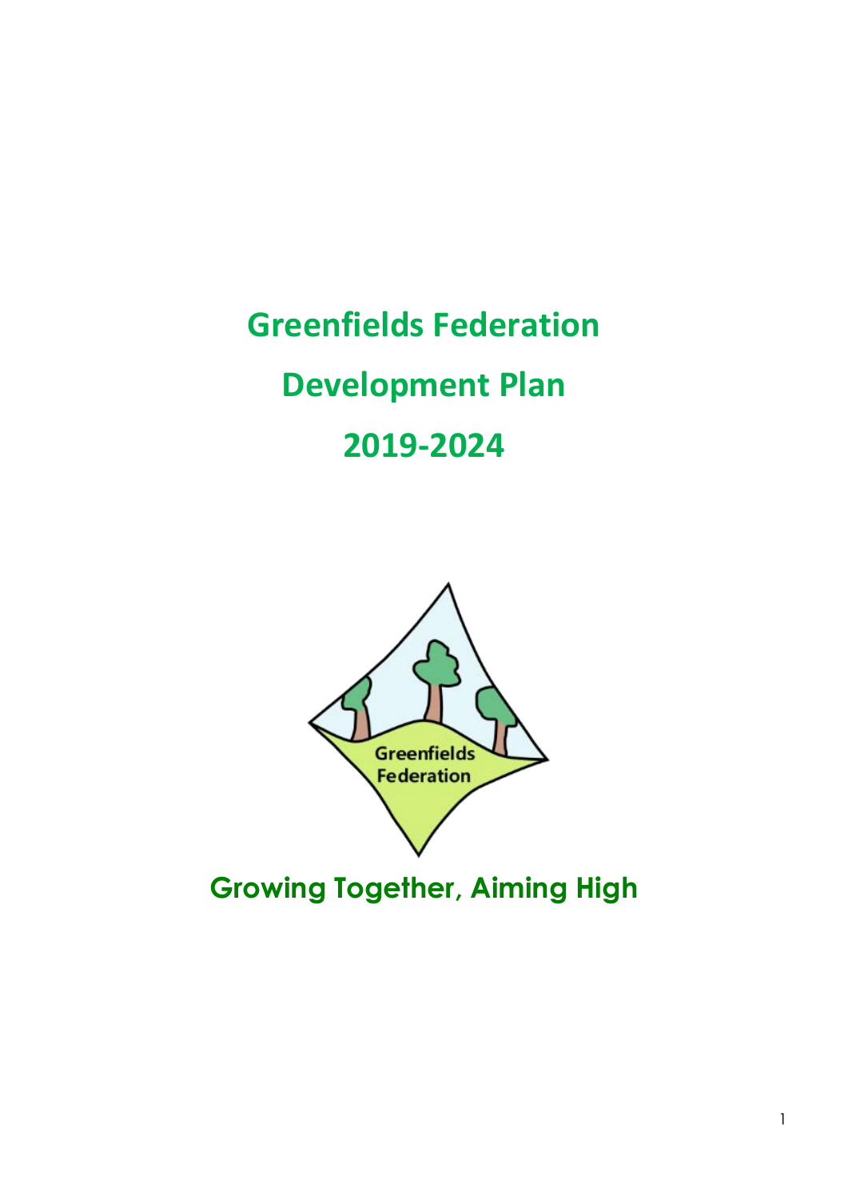# Greenfields Federation

# Development Plan

# 2019-2024

Greenfields Federation

**Growing Together, Aiming High**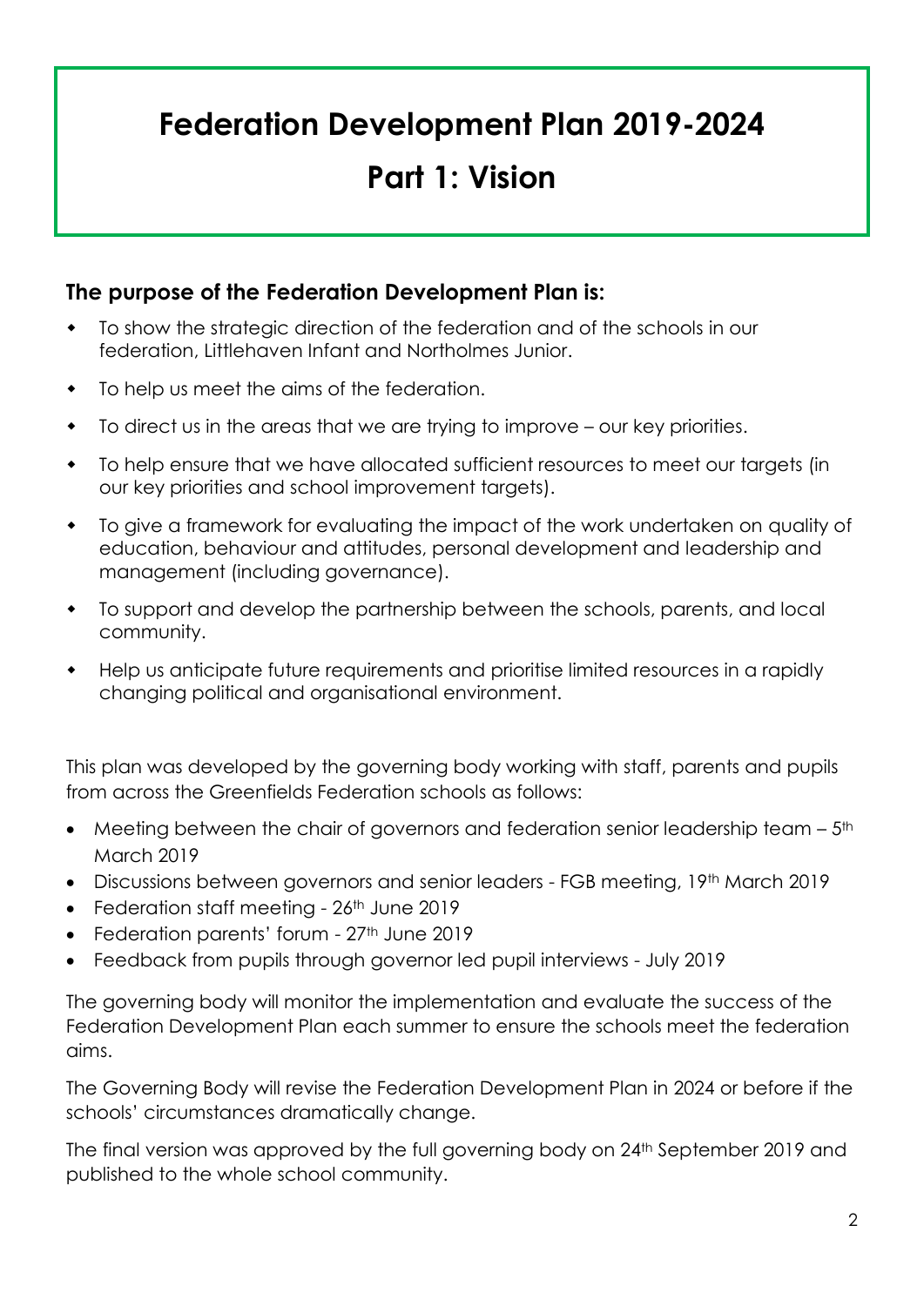# Federation Development Plan 2019-2024

# Part 1: Vision

### The purpose of the Federation Development Plan is:

- To show the strategic direction of the federation and of the schools in our federation, Littlehaven Infant and Northolmes Junior.
- To help us meet the aims of the federation.
- To direct us in the areas that we are trying to improve – our key priorities.
- To help ensure that we have allocated sufficient resources to meet our targets (in our key priorities and school improvement targets).
- To give a framework for evaluating the impact of the work undertaken on quality of education, behaviour and attitudes, personal development and leadership and management (including governance).
- To support and develop the partnership between the schools, parents, and local community.
- Help us anticipate future requirements and prioritise limited resources in a rapidly changing political and organisational environment.

This plan was developed by the governing body working with staff, parents and pupils from across the Greenfields Federation schools as follows:

- Meeting between the chair of governors and federation senior leadership team – 5th March 2019
- Discussions between governors and senior leaders - FGB meeting, 19th March 2019
- Federation staff meeting - 26th June 2019
- Federation parents' forum - 27th June 2019
- Feedback from pupils through governor led pupil interviews - July 2019

The governing body will monitor the implementation and evaluate the success of the Federation Development Plan each summer to ensure the schools meet the federation aims.

The Governing Body will revise the Federation Development Plan in 2024 or before if the schools' circumstances dramatically change.

The final version was approved by the full governing body on 24th September 2019 and published to the whole school community.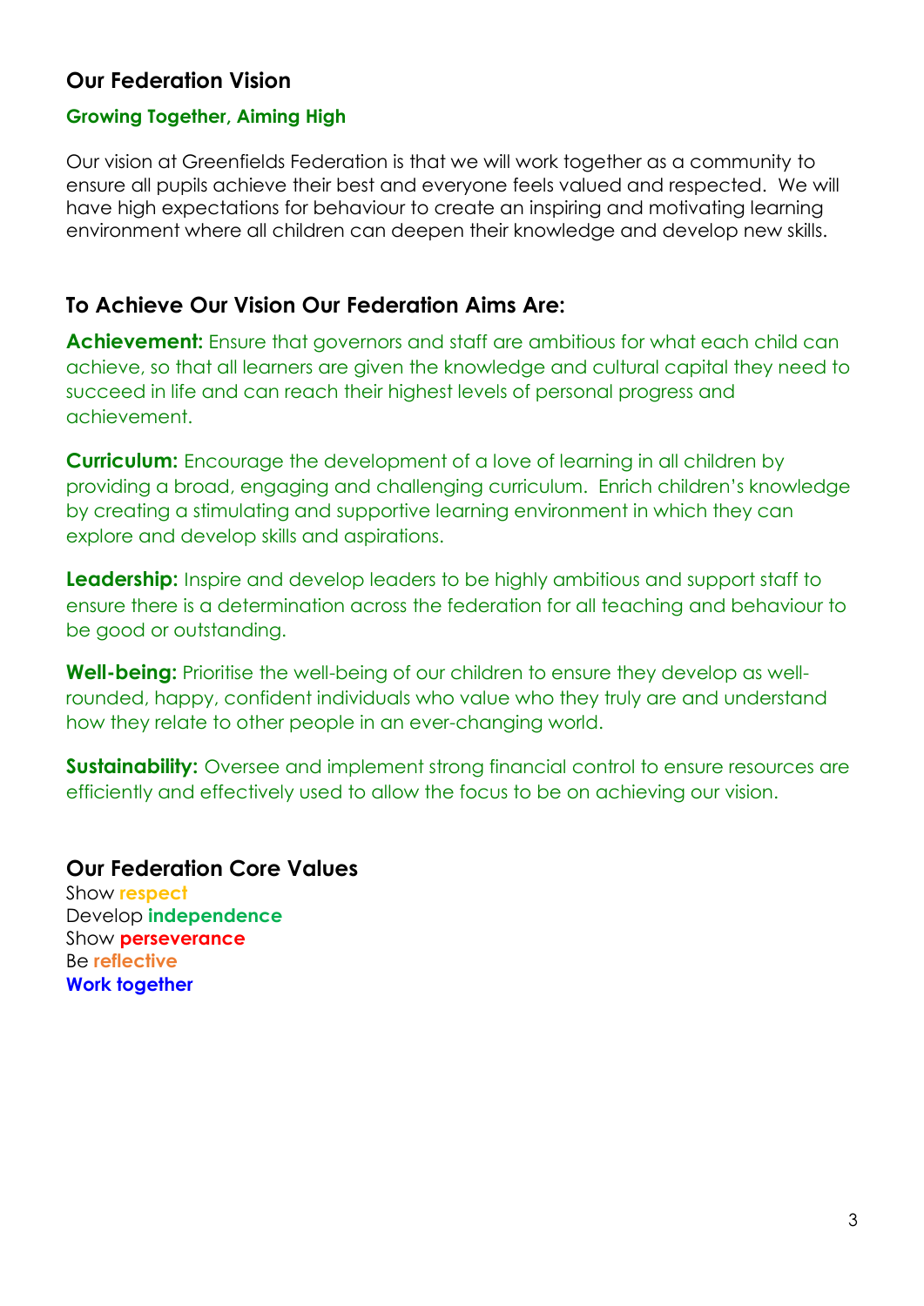## Our Federation Vision

**Growing Together, Aiming High**

Our vision at Greenfields Federation is that we will work together as a community to ensure all pupils achieve their best and everyone feels valued and respected. We will have high expectations for behaviour to create an inspiring and motivating learning environment where all children can deepen their knowledge and develop new skills.

## To Achieve Our Vision Our Federation Aims Are:

**Achievement:** Ensure that governors and staff are ambitious for what each child can achieve, so that all learners are given the knowledge and cultural capital they need to succeed in life and can reach their highest levels of personal progress and achievement.

**Curriculum:** Encourage the development of a love of learning in all children by providing a broad, engaging and challenging curriculum. Enrich children's knowledge by creating a stimulating and supportive learning environment in which they can explore and develop skills and aspirations.

**Leadership:** Inspire and develop leaders to be highly ambitious and support staff to ensure there is a determination across the federation for all teaching and behaviour to be good or outstanding.

**Well-being:** Prioritise the well-being of our children to ensure they develop as well-rounded, happy, confident individuals who value who they truly are and understand how they relate to other people in an ever-changing world.

**Sustainability:** Oversee and implement strong financial control to ensure resources are efficiently and effectively used to allow the focus to be on achieving our vision.

## Our Federation Core Values

Show **respect**
Develop **independence**
Show **perseverance**
Be **reflective**
**Work together**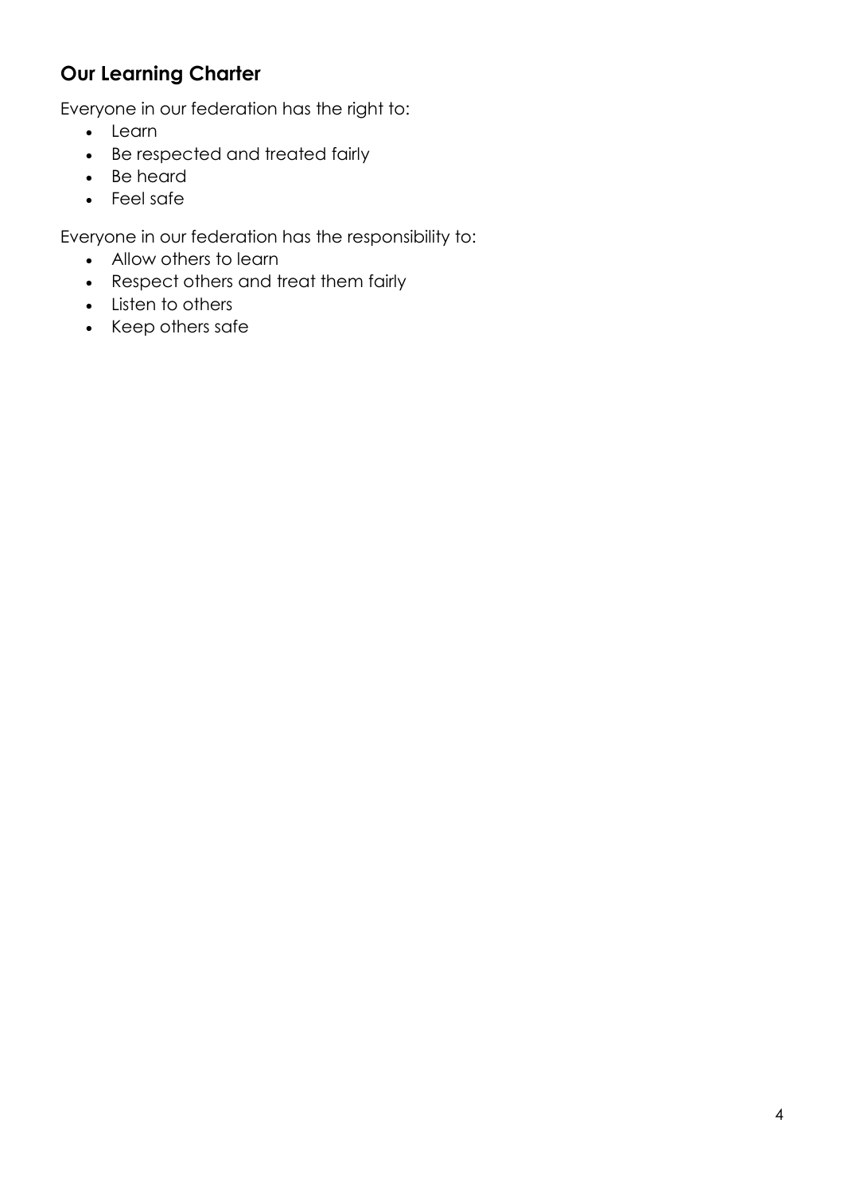## Our Learning Charter

Everyone in our federation has the right to:

- Learn
- Be respected and treated fairly
- Be heard
- Feel safe

Everyone in our federation has the responsibility to:

- Allow others to learn
- Respect others and treat them fairly
- Listen to others
- Keep others safe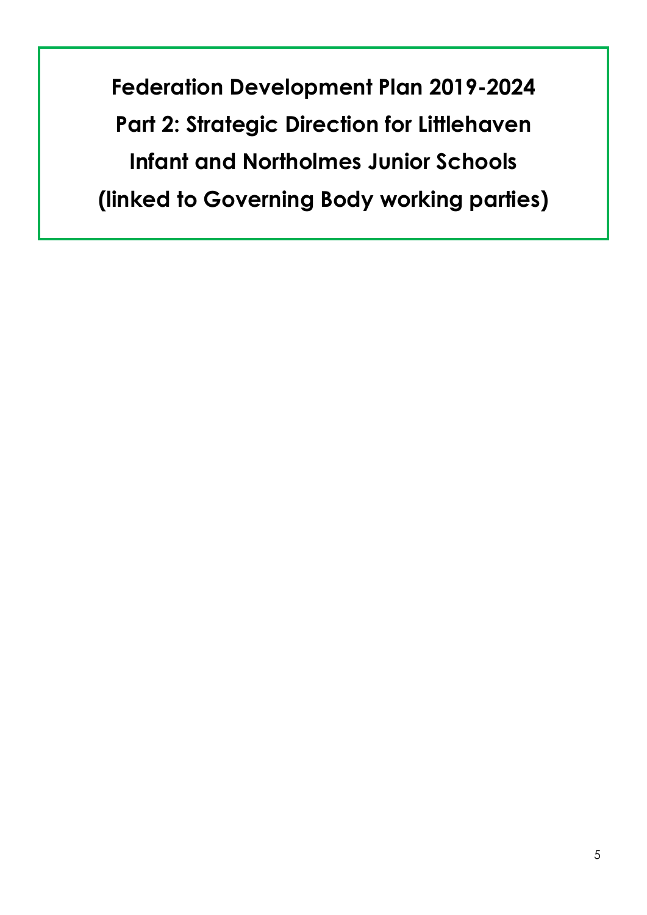# Federation Development Plan 2019-2024
# Part 2: Strategic Direction for Littlehaven Infant and Northolmes Junior Schools
# (linked to Governing Body working parties)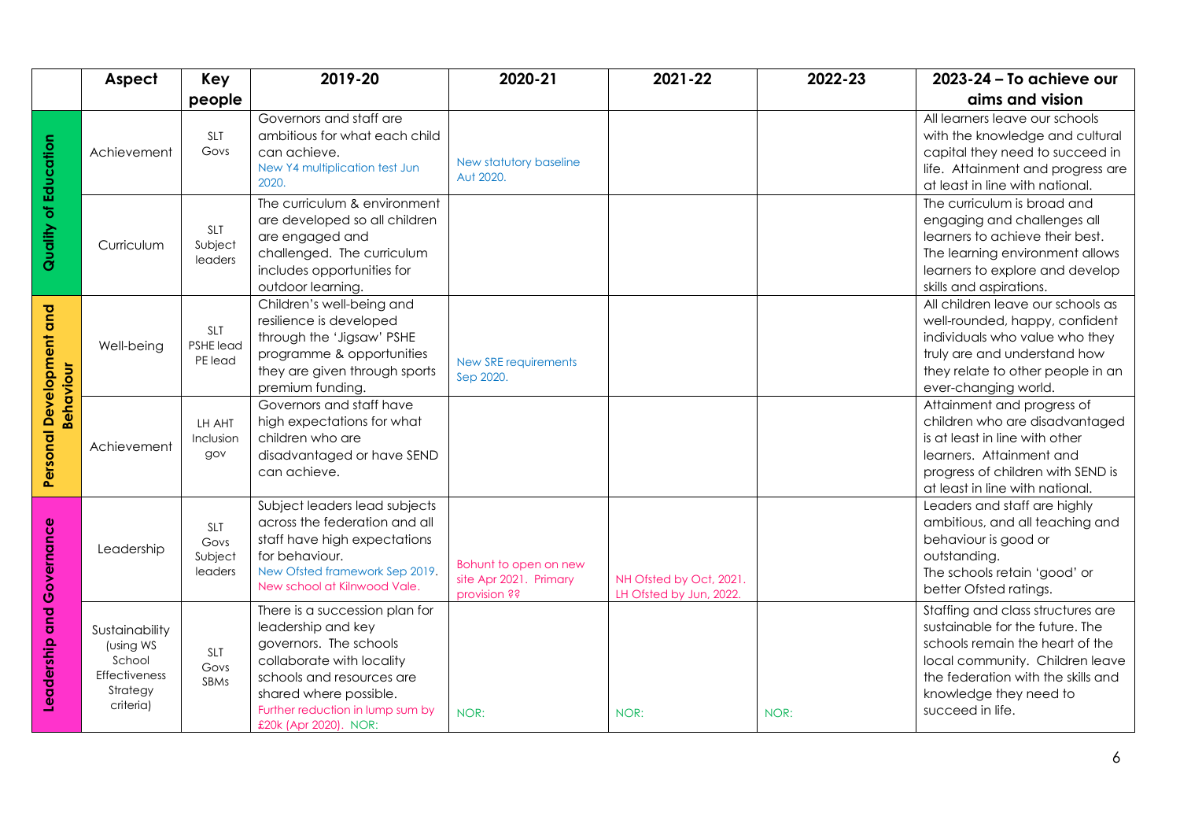|  | Aspect | Key people | 2019-20 | 2020-21 | 2021-22 | 2022-23 | 2023-24 – To achieve our aims and vision |
|---|---|---|---|---|---|---|---|
| **Quality of Education** | Achievement | SLT Govs | Governors and staff are ambitious for what each child can achieve. New Y4 multiplication test Jun 2020. | New statutory baseline Aut 2020. |  |  | All learners leave our schools with the knowledge and cultural capital they need to succeed in life. Attainment and progress are at least in line with national. |
|  | Curriculum | SLT Subject leaders | The curriculum & environment are developed so all children are engaged and challenged. The curriculum includes opportunities for outdoor learning. |  |  |  | The curriculum is broad and engaging and challenges all learners to achieve their best. The learning environment allows learners to explore and develop skills and aspirations. |
| **Personal Development and Behaviour** | Well-being | SLT PSHE lead PE lead | Children's well-being and resilience is developed through the 'Jigsaw' PSHE programme & opportunities they are given through sports premium funding. | New SRE requirements Sep 2020. |  |  | All children leave our schools as well-rounded, happy, confident individuals who value who they truly are and understand how they relate to other people in an ever-changing world. |
|  | Achievement | LH AHT Inclusion gov | Governors and staff have high expectations for what children who are disadvantaged or have SEND can achieve. |  |  |  | Attainment and progress of children who are disadvantaged is at least in line with other learners. Attainment and progress of children with SEND is at least in line with national. |
| **Leadership and Governance** | Leadership | SLT Govs Subject leaders | Subject leaders lead subjects across the federation and all staff have high expectations for behaviour. New Ofsted framework Sep 2019. New school at Kilnwood Vale. | Bohunt to open on new site Apr 2021. Primary provision ?? | NH Ofsted by Oct, 2021. LH Ofsted by Jun, 2022. |  | Leaders and staff are highly ambitious, and all teaching and behaviour is good or outstanding. The schools retain 'good' or better Ofsted ratings. |
|  | Sustainability (using WS School Effectiveness Strategy criteria) | SLT Govs SBMs | There is a succession plan for leadership and key governors. The schools collaborate with locality schools and resources are shared where possible. Further reduction in lump sum by £20k (Apr 2020). NOR: | NOR: | NOR: | NOR: | Staffing and class structures are sustainable for the future. The schools remain the heart of the local community. Children leave the federation with the skills and knowledge they need to succeed in life. |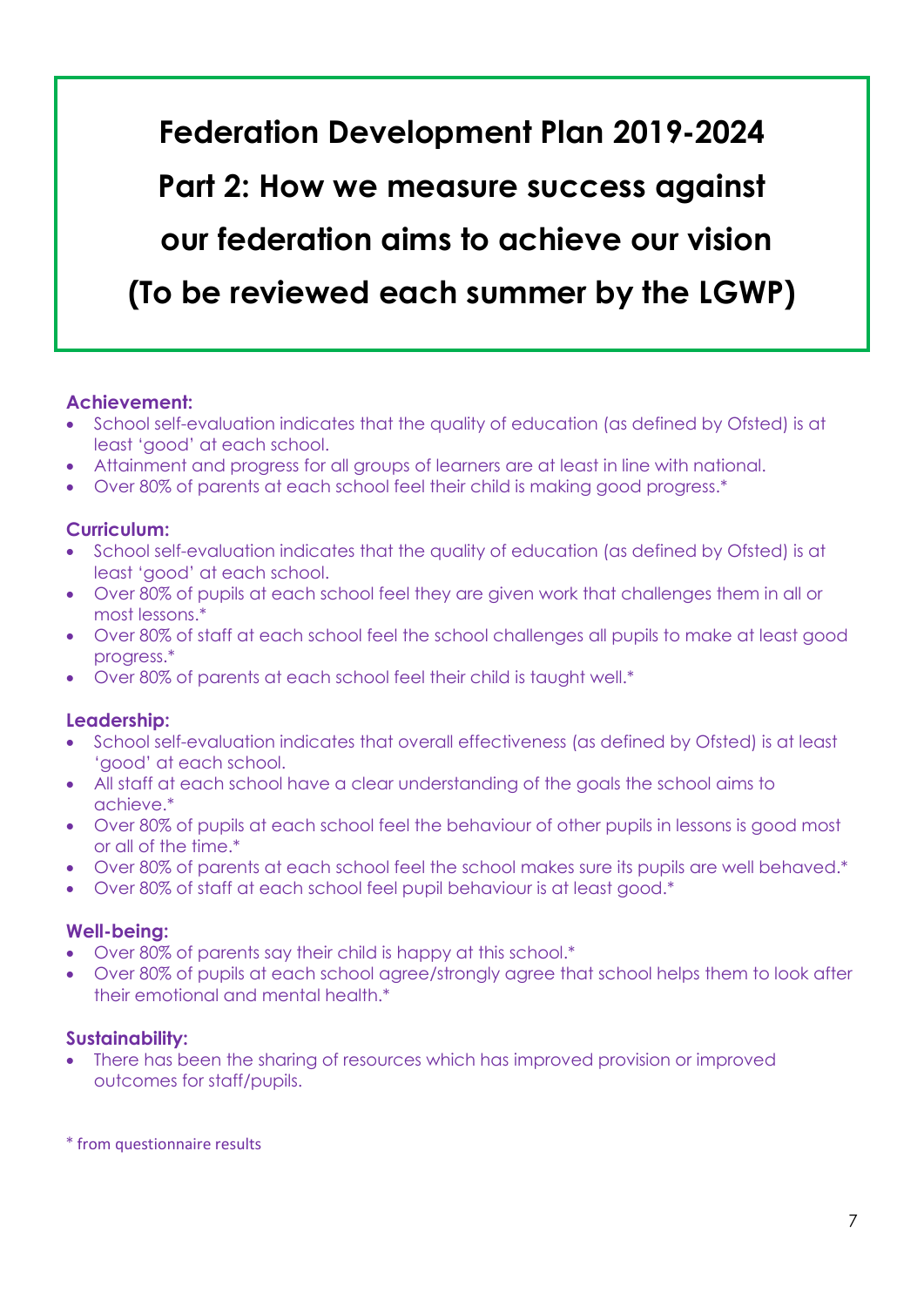# Federation Development Plan 2019-2024

# Part 2: How we measure success against our federation aims to achieve our vision

# (To be reviewed each summer by the LGWP)

### Achievement:

- School self-evaluation indicates that the quality of education (as defined by Ofsted) is at least 'good' at each school.
- Attainment and progress for all groups of learners are at least in line with national.
- Over 80% of parents at each school feel their child is making good progress.*

### Curriculum:

- School self-evaluation indicates that the quality of education (as defined by Ofsted) is at least 'good' at each school.
- Over 80% of pupils at each school feel they are given work that challenges them in all or most lessons.*
- Over 80% of staff at each school feel the school challenges all pupils to make at least good progress.*
- Over 80% of parents at each school feel their child is taught well.*

### Leadership:

- School self-evaluation indicates that overall effectiveness (as defined by Ofsted) is at least 'good' at each school.
- All staff at each school have a clear understanding of the goals the school aims to achieve.*
- Over 80% of pupils at each school feel the behaviour of other pupils in lessons is good most or all of the time.*
- Over 80% of parents at each school feel the school makes sure its pupils are well behaved.*
- Over 80% of staff at each school feel pupil behaviour is at least good.*

### Well-being:

- Over 80% of parents say their child is happy at this school.*
- Over 80% of pupils at each school agree/strongly agree that school helps them to look after their emotional and mental health.*

### Sustainability:

- There has been the sharing of resources which has improved provision or improved outcomes for staff/pupils.

\* from questionnaire results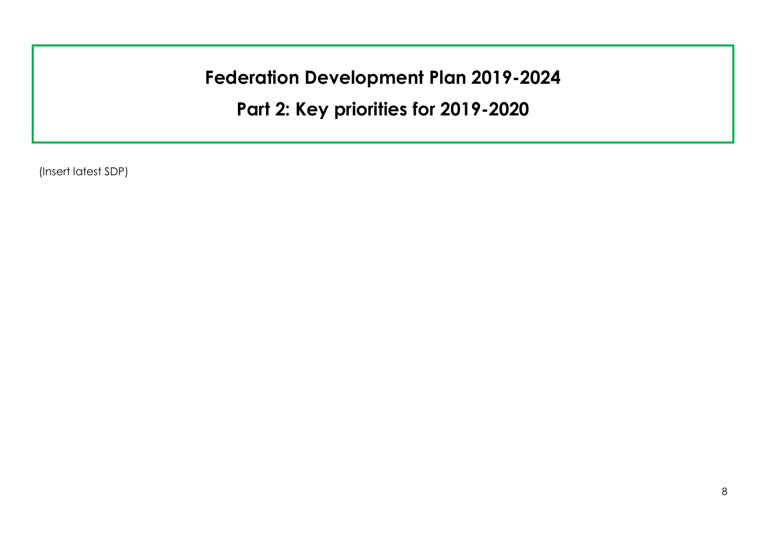# Federation Development Plan 2019-2024

## Part 2: Key priorities for 2019-2020

(Insert latest SDP)